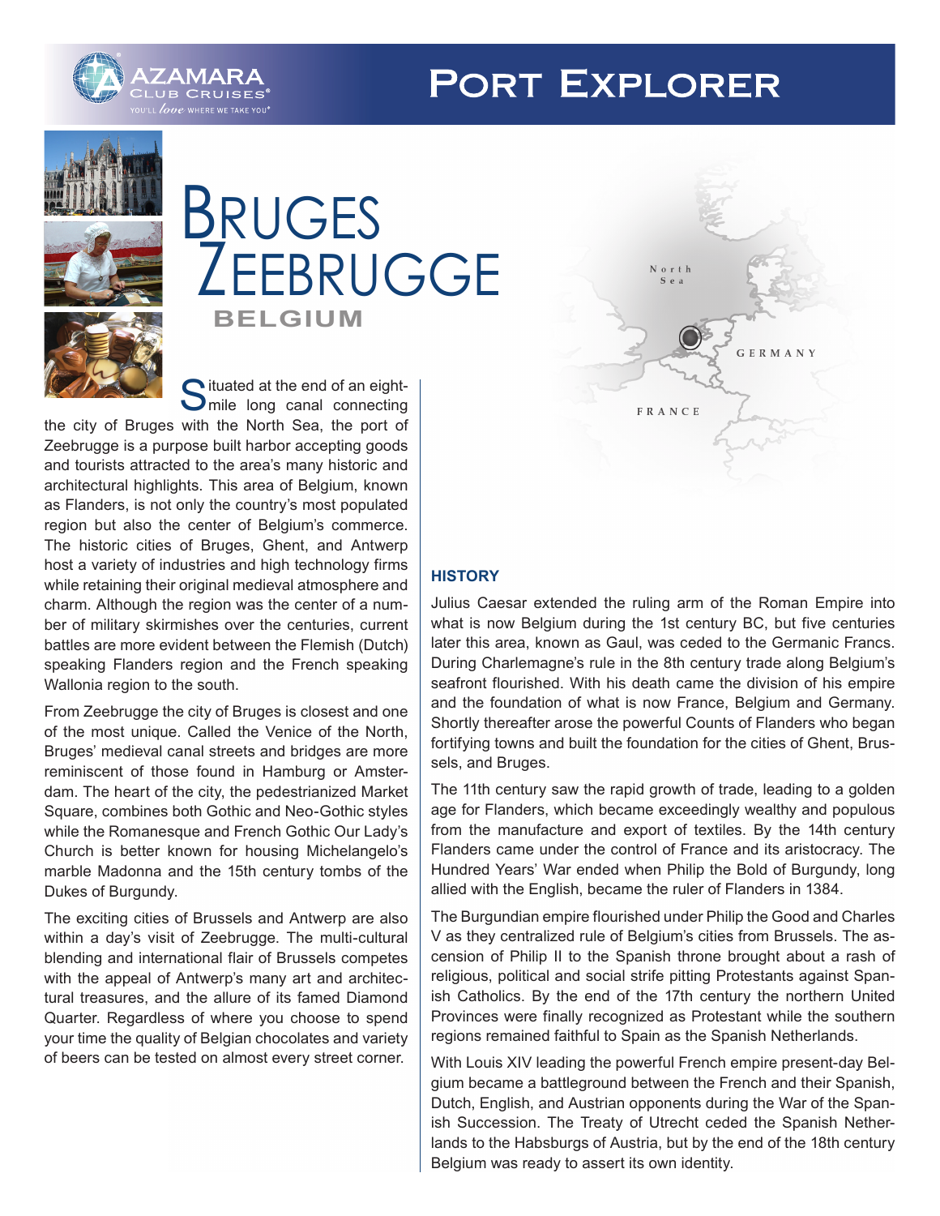# Port Explorer

# Bruges Zeebrugge

## BELGIUM

Situated at the end of an eight-mile long canal connecting the city of Bruges with the North Sea, the port of Zeebrugge is a purpose built harbor accepting goods and tourists attracted to the area's many historic and architectural highlights. This area of Belgium, known as Flanders, is not only the country's most populated region but also the center of Belgium's commerce. The historic cities of Bruges, Ghent, and Antwerp host a variety of industries and high technology firms while retaining their original medieval atmosphere and charm. Although the region was the center of a number of military skirmishes over the centuries, current battles are more evident between the Flemish (Dutch) speaking Flanders region and the French speaking Wallonia region to the south.

From Zeebrugge the city of Bruges is closest and one of the most unique. Called the Venice of the North, Bruges' medieval canal streets and bridges are more reminiscent of those found in Hamburg or Amsterdam. The heart of the city, the pedestrianized Market Square, combines both Gothic and Neo-Gothic styles while the Romanesque and French Gothic Our Lady's Church is better known for housing Michelangelo's marble Madonna and the 15th century tombs of the Dukes of Burgundy.

The exciting cities of Brussels and Antwerp are also within a day's visit of Zeebrugge. The multi-cultural blending and international flair of Brussels competes with the appeal of Antwerp's many art and architectural treasures, and the allure of its famed Diamond Quarter. Regardless of where you choose to spend your time the quality of Belgian chocolates and variety of beers can be tested on almost every street corner.

### HISTORY

Julius Caesar extended the ruling arm of the Roman Empire into what is now Belgium during the 1st century BC, but five centuries later this area, known as Gaul, was ceded to the Germanic Francs. During Charlemagne's rule in the 8th century trade along Belgium's seafront flourished. With his death came the division of his empire and the foundation of what is now France, Belgium and Germany. Shortly thereafter arose the powerful Counts of Flanders who began fortifying towns and built the foundation for the cities of Ghent, Brussels, and Bruges.

The 11th century saw the rapid growth of trade, leading to a golden age for Flanders, which became exceedingly wealthy and populous from the manufacture and export of textiles. By the 14th century Flanders came under the control of France and its aristocracy. The Hundred Years' War ended when Philip the Bold of Burgundy, long allied with the English, became the ruler of Flanders in 1384.

The Burgundian empire flourished under Philip the Good and Charles V as they centralized rule of Belgium's cities from Brussels. The ascension of Philip II to the Spanish throne brought about a rash of religious, political and social strife pitting Protestants against Spanish Catholics. By the end of the 17th century the northern United Provinces were finally recognized as Protestant while the southern regions remained faithful to Spain as the Spanish Netherlands.

With Louis XIV leading the powerful French empire present-day Belgium became a battleground between the French and their Spanish, Dutch, English, and Austrian opponents during the War of the Spanish Succession. The Treaty of Utrecht ceded the Spanish Netherlands to the Habsburgs of Austria, but by the end of the 18th century Belgium was ready to assert its own identity.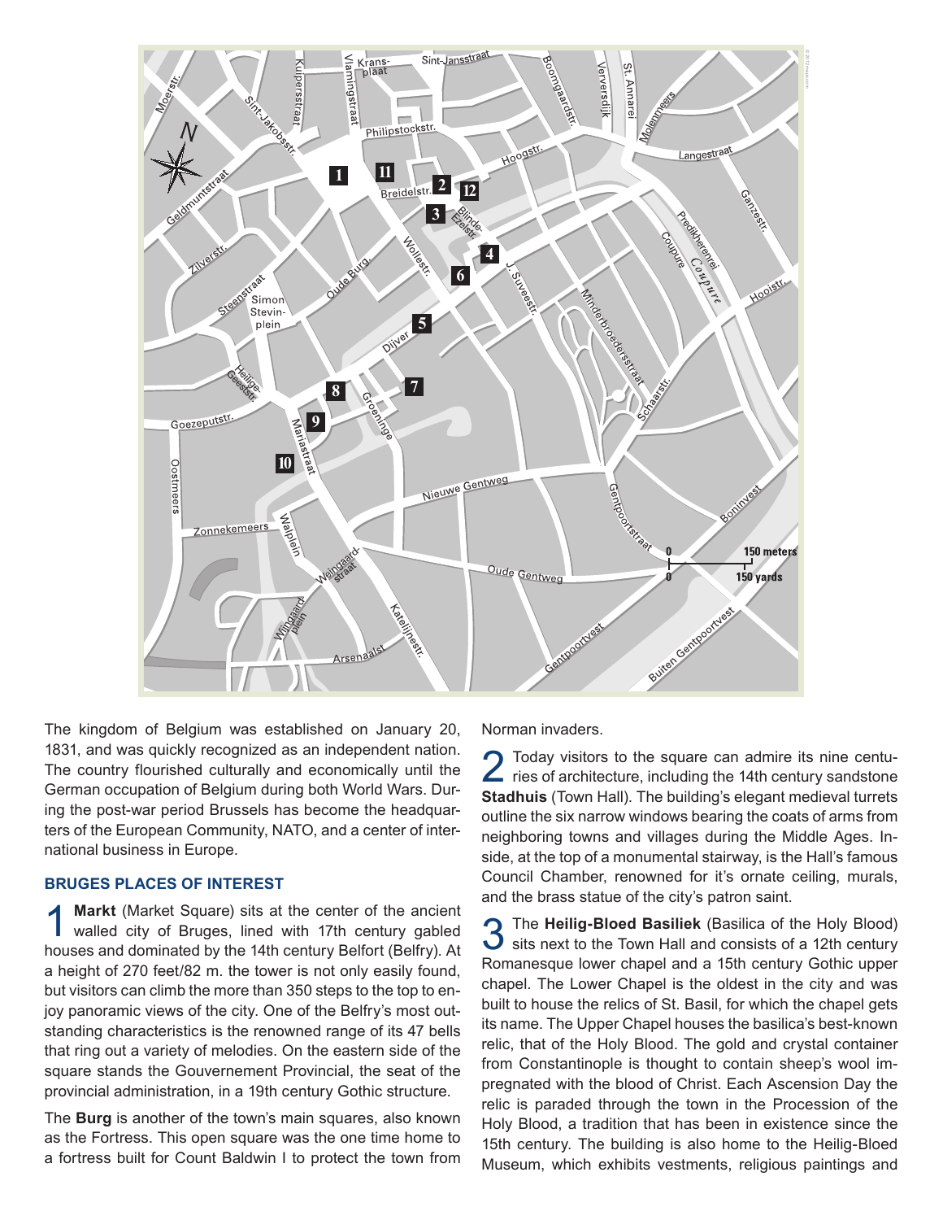The kingdom of Belgium was established on January 20, 1831, and was quickly recognized as an independent nation. The country flourished culturally and economically until the German occupation of Belgium during both World Wars. During the post-war period Brussels has become the headquarters of the European Community, NATO, and a center of international business in Europe.

### BRUGES PLACES OF INTEREST

1 **Markt** (Market Square) sits at the center of the ancient walled city of Bruges, lined with 17th century gabled houses and dominated by the 14th century Belfort (Belfry). At a height of 270 feet/82 m. the tower is not only easily found, but visitors can climb the more than 350 steps to the top to enjoy panoramic views of the city. One of the Belfry's most outstanding characteristics is the renowned range of its 47 bells that ring out a variety of melodies. On the eastern side of the square stands the Gouvernement Provincial, the seat of the provincial administration, in a 19th century Gothic structure.

The **Burg** is another of the town's main squares, also known as the Fortress. This open square was the one time home to a fortress built for Count Baldwin I to protect the town from Norman invaders.

2 Today visitors to the square can admire its nine centuries of architecture, including the 14th century sandstone **Stadhuis** (Town Hall). The building's elegant medieval turrets outline the six narrow windows bearing the coats of arms from neighboring towns and villages during the Middle Ages. Inside, at the top of a monumental stairway, is the Hall's famous Council Chamber, renowned for it's ornate ceiling, murals, and the brass statue of the city's patron saint.

3 The **Heilig-Bloed Basiliek** (Basilica of the Holy Blood) sits next to the Town Hall and consists of a 12th century Romanesque lower chapel and a 15th century Gothic upper chapel. The Lower Chapel is the oldest in the city and was built to house the relics of St. Basil, for which the chapel gets its name. The Upper Chapel houses the basilica's best-known relic, that of the Holy Blood. The gold and crystal container from Constantinople is thought to contain sheep's wool impregnated with the blood of Christ. Each Ascension Day the relic is paraded through the town in the Procession of the Holy Blood, a tradition that has been in existence since the 15th century. The building is also home to the Heilig-Bloed Museum, which exhibits vestments, religious paintings and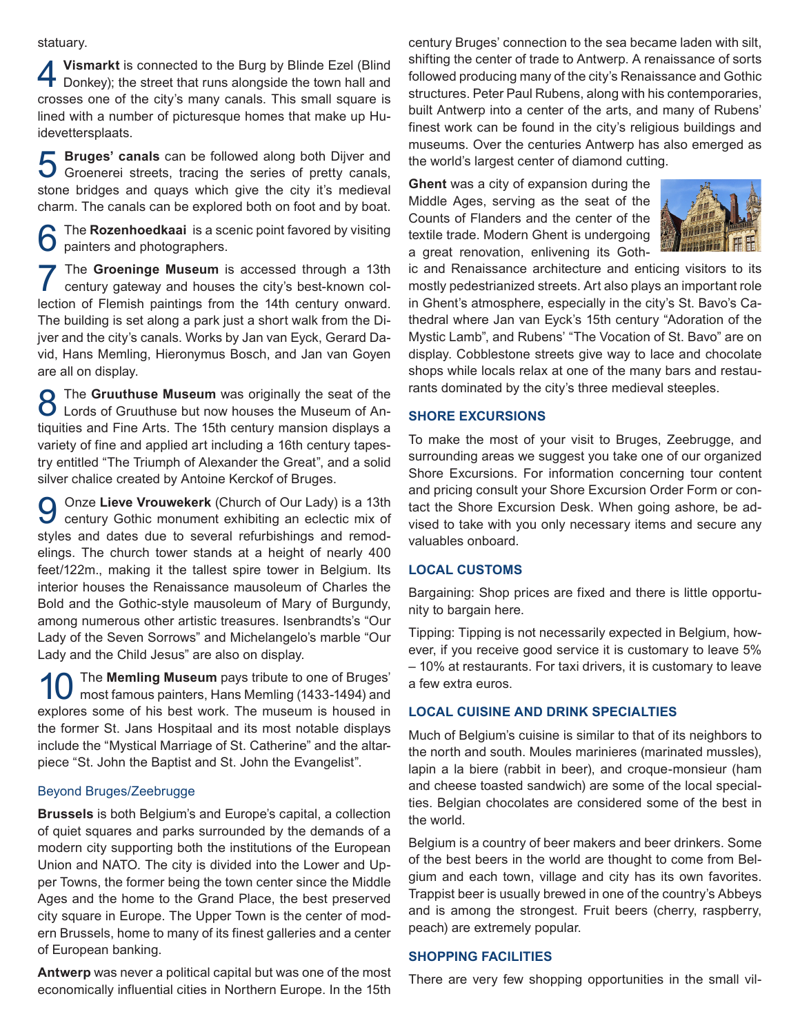statuary.

**4** **Vismarkt** is connected to the Burg by Blinde Ezel (Blind Donkey); the street that runs alongside the town hall and crosses one of the city's many canals. This small square is lined with a number of picturesque homes that make up Huidevettersplaats.

**5** **Bruges' canals** can be followed along both Dijver and Groenerei streets, tracing the series of pretty canals, stone bridges and quays which give the city it's medieval charm. The canals can be explored both on foot and by boat.

**6** The **Rozenhoedkaai** is a scenic point favored by visiting painters and photographers.

**7** The **Groeninge Museum** is accessed through a 13th century gateway and houses the city's best-known collection of Flemish paintings from the 14th century onward. The building is set along a park just a short walk from the Dijver and the city's canals. Works by Jan van Eyck, Gerard David, Hans Memling, Hieronymus Bosch, and Jan van Goyen are all on display.

**8** The **Gruuthuse Museum** was originally the seat of the Lords of Gruuthuse but now houses the Museum of Antiquities and Fine Arts. The 15th century mansion displays a variety of fine and applied art including a 16th century tapestry entitled "The Triumph of Alexander the Great", and a solid silver chalice created by Antoine Kerckof of Bruges.

**9** Onze **Lieve Vrouwekerk** (Church of Our Lady) is a 13th century Gothic monument exhibiting an eclectic mix of styles and dates due to several refurbishings and remodelings. The church tower stands at a height of nearly 400 feet/122m., making it the tallest spire tower in Belgium. Its interior houses the Renaissance mausoleum of Charles the Bold and the Gothic-style mausoleum of Mary of Burgundy, among numerous other artistic treasures. Isenbrandts's "Our Lady of the Seven Sorrows" and Michelangelo's marble "Our Lady and the Child Jesus" are also on display.

**10** The **Memling Museum** pays tribute to one of Bruges' most famous painters, Hans Memling (1433-1494) and explores some of his best work. The museum is housed in the former St. Jans Hospitaal and its most notable displays include the "Mystical Marriage of St. Catherine" and the altarpiece "St. John the Baptist and St. John the Evangelist".

### Beyond Bruges/Zeebrugge

**Brussels** is both Belgium's and Europe's capital, a collection of quiet squares and parks surrounded by the demands of a modern city supporting both the institutions of the European Union and NATO. The city is divided into the Lower and Upper Towns, the former being the town center since the Middle Ages and the home to the Grand Place, the best preserved city square in Europe. The Upper Town is the center of modern Brussels, home to many of its finest galleries and a center of European banking.

**Antwerp** was never a political capital but was one of the most economically influential cities in Northern Europe. In the 15th century Bruges' connection to the sea became laden with silt, shifting the center of trade to Antwerp. A renaissance of sorts followed producing many of the city's Renaissance and Gothic structures. Peter Paul Rubens, along with his contemporaries, built Antwerp into a center of the arts, and many of Rubens' finest work can be found in the city's religious buildings and museums. Over the centuries Antwerp has also emerged as the world's largest center of diamond cutting.

**Ghent** was a city of expansion during the Middle Ages, serving as the seat of the Counts of Flanders and the center of the textile trade. Modern Ghent is undergoing a great renovation, enlivening its Gothic and Renaissance architecture and enticing visitors to its mostly pedestrianized streets. Art also plays an important role in Ghent's atmosphere, especially in the city's St. Bavo's Cathedral where Jan van Eyck's 15th century "Adoration of the Mystic Lamb", and Rubens' "The Vocation of St. Bavo" are on display. Cobblestone streets give way to lace and chocolate shops while locals relax at one of the many bars and restaurants dominated by the city's three medieval steeples.

## SHORE EXCURSIONS

To make the most of your visit to Bruges, Zeebrugge, and surrounding areas we suggest you take one of our organized Shore Excursions. For information concerning tour content and pricing consult your Shore Excursion Order Form or contact the Shore Excursion Desk. When going ashore, be advised to take with you only necessary items and secure any valuables onboard.

## LOCAL CUSTOMS

Bargaining: Shop prices are fixed and there is little opportunity to bargain here.

Tipping: Tipping is not necessarily expected in Belgium, however, if you receive good service it is customary to leave 5% – 10% at restaurants. For taxi drivers, it is customary to leave a few extra euros.

## LOCAL CUISINE AND DRINK SPECIALTIES

Much of Belgium's cuisine is similar to that of its neighbors to the north and south. Moules marinieres (marinated mussles), lapin a la biere (rabbit in beer), and croque-monsieur (ham and cheese toasted sandwich) are some of the local specialties. Belgian chocolates are considered some of the best in the world.

Belgium is a country of beer makers and beer drinkers. Some of the best beers in the world are thought to come from Belgium and each town, village and city has its own favorites. Trappist beer is usually brewed in one of the country's Abbeys and is among the strongest. Fruit beers (cherry, raspberry, peach) are extremely popular.

## SHOPPING FACILITIES

There are very few shopping opportunities in the small vil-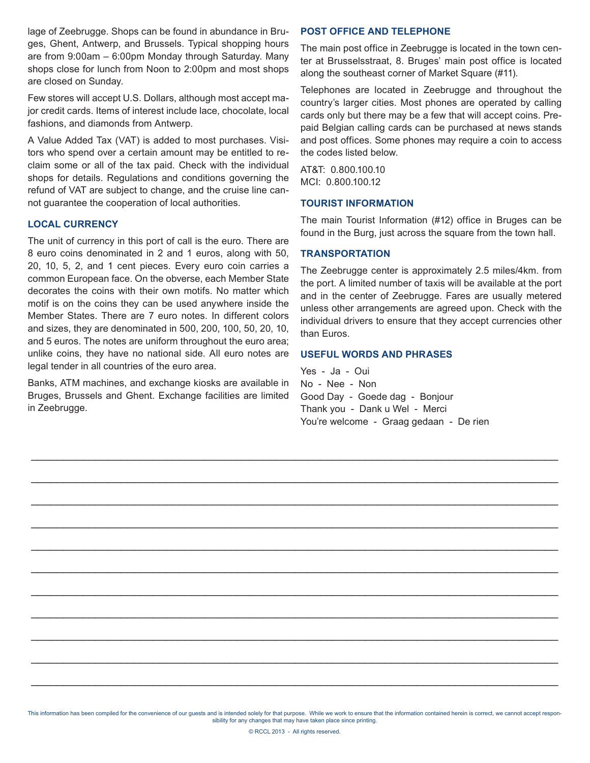lage of Zeebrugge. Shops can be found in abundance in Bruges, Ghent, Antwerp, and Brussels. Typical shopping hours are from 9:00am – 6:00pm Monday through Saturday. Many shops close for lunch from Noon to 2:00pm and most shops are closed on Sunday.

Few stores will accept U.S. Dollars, although most accept major credit cards. Items of interest include lace, chocolate, local fashions, and diamonds from Antwerp.

A Value Added Tax (VAT) is added to most purchases. Visitors who spend over a certain amount may be entitled to reclaim some or all of the tax paid. Check with the individual shops for details. Regulations and conditions governing the refund of VAT are subject to change, and the cruise line cannot guarantee the cooperation of local authorities.

### LOCAL CURRENCY

The unit of currency in this port of call is the euro. There are 8 euro coins denominated in 2 and 1 euros, along with 50, 20, 10, 5, 2, and 1 cent pieces. Every euro coin carries a common European face. On the obverse, each Member State decorates the coins with their own motifs. No matter which motif is on the coins they can be used anywhere inside the Member States. There are 7 euro notes. In different colors and sizes, they are denominated in 500, 200, 100, 50, 20, 10, and 5 euros. The notes are uniform throughout the euro area; unlike coins, they have no national side. All euro notes are legal tender in all countries of the euro area.

Banks, ATM machines, and exchange kiosks are available in Bruges, Brussels and Ghent. Exchange facilities are limited in Zeebrugge.

### POST OFFICE AND TELEPHONE

The main post office in Zeebrugge is located in the town center at Brusselsstraat, 8. Bruges' main post office is located along the southeast corner of Market Square (#11).

Telephones are located in Zeebrugge and throughout the country's larger cities. Most phones are operated by calling cards only but there may be a few that will accept coins. Prepaid Belgian calling cards can be purchased at news stands and post offices. Some phones may require a coin to access the codes listed below.

AT&T: 0.800.100.10
MCI: 0.800.100.12

### TOURIST INFORMATION

The main Tourist Information (#12) office in Bruges can be found in the Burg, just across the square from the town hall.

### TRANSPORTATION

The Zeebrugge center is approximately 2.5 miles/4km. from the port. A limited number of taxis will be available at the port and in the center of Zeebrugge. Fares are usually metered unless other arrangements are agreed upon. Check with the individual drivers to ensure that they accept currencies other than Euros.

### USEFUL WORDS AND PHRASES

Yes - Ja - Oui
No - Nee - Non
Good Day - Goede dag - Bonjour
Thank you - Dank u Wel - Merci
You're welcome - Graag gedaan - De rien

This information has been compiled for the convenience of our guests and is intended solely for that purpose. While we work to ensure that the information contained herein is correct, we cannot accept responsibility for any changes that may have taken place since printing.

© RCCL 2013 - All rights reserved.